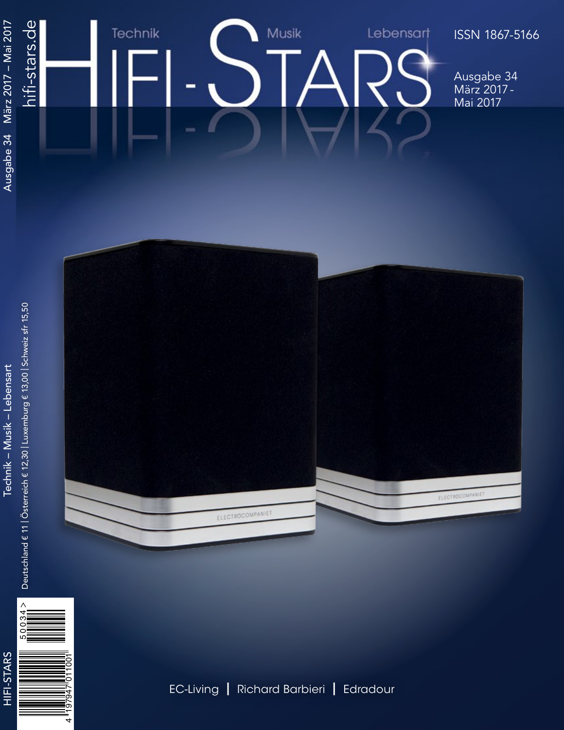# HIFI-STARS

Technik Musik Lebensart

ISSN 1867-5166

Ausgabe 34
März 2017 -
Mai 2017

hifi-stars.de

Ausgabe 34 März 2017 – Mai 2017

Technik – Musik – Lebensart

Deutschland € 11 | Österreich € 12,30 | Luxemburg € 13,00 | Schweiz sfr 15,50

HIFI-STARS

EC-Living | Richard Barbieri | Edradour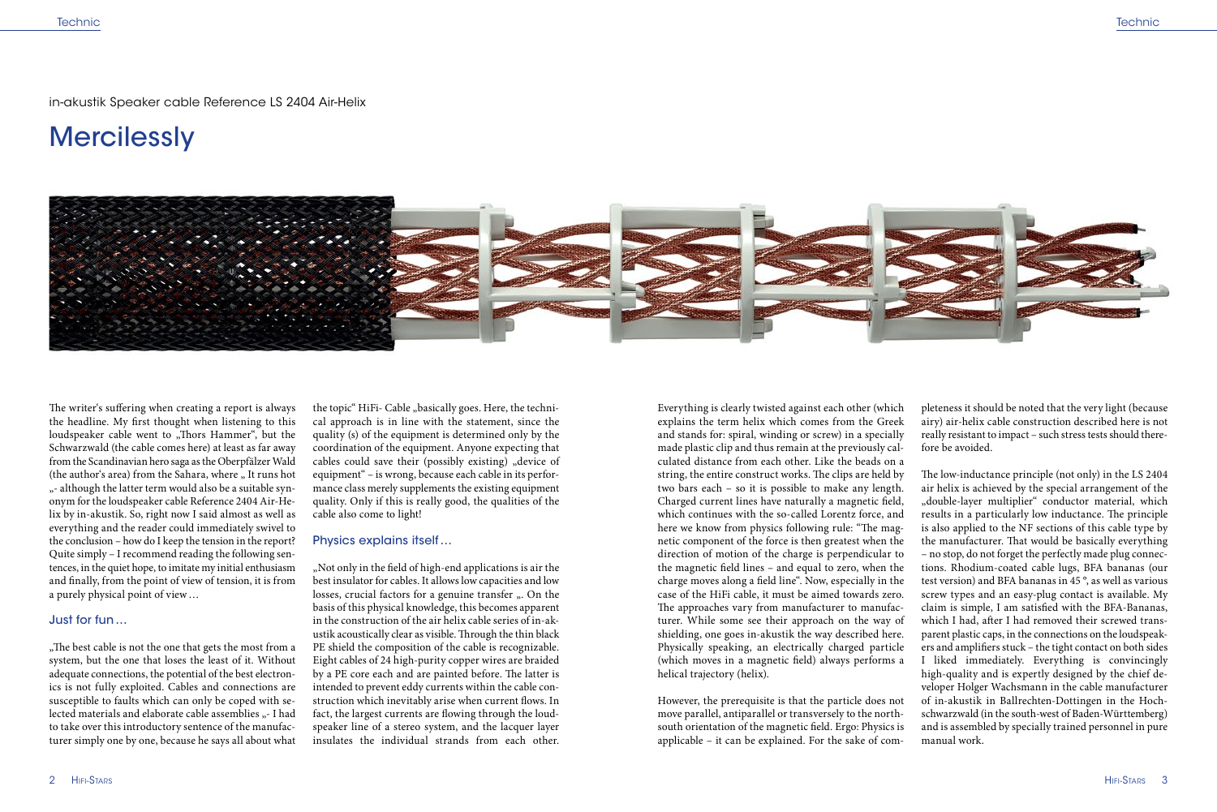in-akustik Speaker cable Reference LS 2404 Air-Helix

# Mercilessly

The writer's suffering when creating a report is always the headline. My first thought when listening to this loudspeaker cable went to „Thors Hammer", but the Schwarzwald (the cable comes here) at least as far away from the Scandinavian hero saga as the Oberpfälzer Wald (the author's area) from the Sahara, where „ It runs hot „- although the latter term would also be a suitable synonym for the loudspeaker cable Reference 2404 Air-Helix by in-akustik. So, right now I said almost as well as everything and the reader could immediately swivel to the conclusion – how do I keep the tension in the report? Quite simply – I recommend reading the following sentences, in the quiet hope, to imitate my initial enthusiasm and finally, from the point of view of tension, it is from a purely physical point of view …

## Just for fun …

„The best cable is not the one that gets the most from a system, but the one that loses the least of it. Without adequate connections, the potential of the best electronics is not fully exploited. Cables and connections are susceptible to faults which can only be coped with selected materials and elaborate cable assemblies „- I had to take over this introductory sentence of the manufacturer simply one by one, because he says all about what the topic" HiFi- Cable „basically goes. Here, the technical approach is in line with the statement, since the quality (s) of the equipment is determined only by the coordination of the equipment. Anyone expecting that cables could save their (possibly existing) „device of equipment" – is wrong, because each cable in its performance class merely supplements the existing equipment quality. Only if this is really good, the qualities of the cable also come to light!

## Physics explains itself …

„Not only in the field of high-end applications is air the best insulator for cables. It allows low capacities and low losses, crucial factors for a genuine transfer „. On the basis of this physical knowledge, this becomes apparent in the construction of the air helix cable series of in-akustik acoustically clear as visible. Through the thin black PE shield the composition of the cable is recognizable. Eight cables of 24 high-purity copper wires are braided by a PE core each and are painted before. The latter is intended to prevent eddy currents within the cable construction which inevitably arise when current flows. In fact, the largest currents are flowing through the loudspeaker line of a stereo system, and the lacquer layer insulates the individual strands from each other. Everything is clearly twisted against each other (which explains the term helix which comes from the Greek and stands for: spiral, winding or screw) in a specially made plastic clip and thus remain at the previously calculated distance from each other. Like the beads on a string, the entire construct works. The clips are held by two bars each – so it is possible to make any length. Charged current lines have naturally a magnetic field, which continues with the so-called Lorentz force, and here we know from physics following rule: "The magnetic component of the force is then greatest when the direction of motion of the charge is perpendicular to the magnetic field lines – and equal to zero, when the charge moves along a field line". Now, especially in the case of the HiFi cable, it must be aimed towards zero. The approaches vary from manufacturer to manufacturer. While some see their approach on the way of shielding, one goes in-akustik the way described here. Physically speaking, an electrically charged particle (which moves in a magnetic field) always performs a helical trajectory (helix).

However, the prerequisite is that the particle does not move parallel, antiparallel or transversely to the north-south orientation of the magnetic field. Ergo: Physics is applicable – it can be explained. For the sake of completeness it should be noted that the very light (because airy) air-helix cable construction described here is not really resistant to impact – such stress tests should therefore be avoided.

The low-inductance principle (not only) in the LS 2404 air helix is achieved by the special arrangement of the „double-layer multiplier" conductor material, which results in a particularly low inductance. The principle is also applied to the NF sections of this cable type by the manufacturer. That would be basically everything – no stop, do not forget the perfectly made plug connections. Rhodium-coated cable lugs, BFA bananas (our test version) and BFA bananas in 45 °, as well as various screw types and an easy-plug contact is available. My claim is simple, I am satisfied with the BFA-Bananas, which I had, after I had removed their screwed transparent plastic caps, in the connections on the loudspeakers and amplifiers stuck – the tight contact on both sides I liked immediately. Everything is convincingly high-quality and is expertly designed by the chief developer Holger Wachsmann in the cable manufacturer of in-akustik in Ballrechten-Dottingen in the Hochschwarzwald (in the south-west of Baden-Württemberg) and is assembled by specially trained personnel in pure manual work.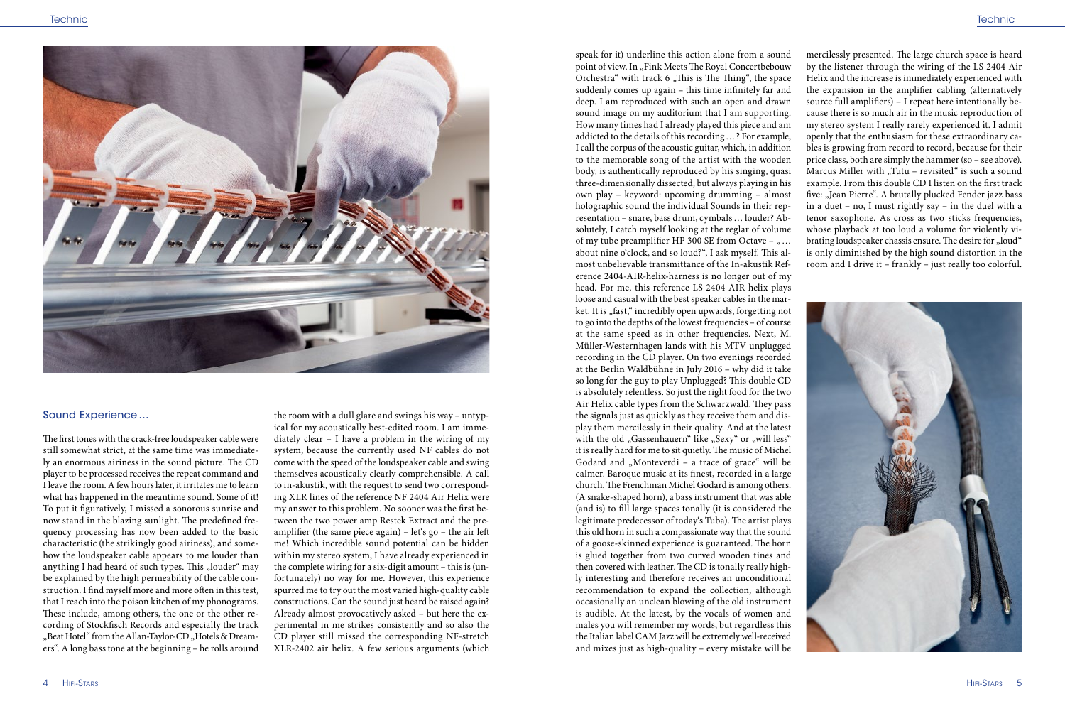## Sound Experience ...

The first tones with the crack-free loudspeaker cable were still somewhat strict, at the same time was immediately an enormous airiness in the sound picture. The CD player to be processed receives the repeat command and I leave the room. A few hours later, it irritates me to learn what has happened in the meantime sound. Some of it! To put it figuratively, I missed a sonorous sunrise and now stand in the blazing sunlight. The predefined frequency processing has now been added to the basic characteristic (the strikingly good airiness), and somehow the loudspeaker cable appears to me louder than anything I had heard of such types. This „louder" may be explained by the high permeability of the cable construction. I find myself more and more often in this test, that I reach into the poison kitchen of my phonograms. These include, among others, the one or the other recording of Stockfisch Records and especially the track „Beat Hotel" from the Allan-Taylor-CD „Hotels & Dreamers". A long bass tone at the beginning – he rolls around the room with a dull glare and swings his way – untypical for my acoustically best-edited room. I am immediately clear – I have a problem in the wiring of my system, because the currently used NF cables do not come with the speed of the loudspeaker cable and swing themselves acoustically clearly comprehensible. A call to in-akustik, with the request to send two corresponding XLR lines of the reference NF 2404 Air Helix were my answer to this problem. No sooner was the first between the two power amp Restek Extract and the preamplifier (the same piece again) – let's go – the air left me! Which incredible sound potential can be hidden within my stereo system, I have already experienced in the complete wiring for a six-digit amount – this is (unfortunately) no way for me. However, this experience spurred me to try out the most varied high-quality cable constructions. Can the sound just heard be raised again? Already almost provocatively asked – but here the experimental in me strikes consistently and so also the CD player still missed the corresponding NF-stretch XLR-2402 air helix. A few serious arguments (which speak for it) underline this action alone from a sound point of view. In „Fink Meets The Royal Concertbebouw Orchestra" with track 6 „This is The Thing", the space suddenly comes up again – this time infinitely far and deep. I am reproduced with such an open and drawn sound image on my auditorium that I am supporting. How many times had I already played this piece and am addicted to the details of this recording ... ? For example, I call the corpus of the acoustic guitar, which, in addition to the memorable song of the artist with the wooden body, is authentically reproduced by his singing, quasi three-dimensionally dissected, but always playing in his own play – keyword: upcoming drumming – almost holographic sound the individual Sounds in their representation – snare, bass drum, cymbals ... louder? Absolutely, I catch myself looking at the reglar of volume of my tube preamplifier HP 300 SE from Octave – „ ... about nine o'clock, and so loud?", I ask myself. This almost unbelievable transmittance of the In-akustik Reference 2404-AIR-helix-harness is no longer out of my head. For me, this reference LS 2404 AIR helix plays loose and casual with the best speaker cables in the market. It is „fast," incredibly open upwards, forgetting not to go into the depths of the lowest frequencies – of course at the same speed as in other frequencies. Next, M. Müller-Westernhagen lands with his MTV unplugged recording in the CD player. On two evenings recorded at the Berlin Waldbühne in July 2016 – why did it take so long for the guy to play Unplugged? This double CD is absolutely relentless. So just the right food for the two Air Helix cable types from the Schwarzwald. They pass the signals just as quickly as they receive them and display them mercilessly in their quality. And at the latest with the old „Gassenhauern" like „Sexy" or „will less" it is really hard for me to sit quietly. The music of Michel Godard and „Monteverdi – a trace of grace" will be calmer. Baroque music at its finest, recorded in a large church. The Frenchman Michel Godard is among others. (A snake-shaped horn), a bass instrument that was able (and is) to fill large spaces tonally (it is considered the legitimate predecessor of today's Tuba). The artist plays this old horn in such a compassionate way that the sound of a goose-skinned experience is guaranteed. The horn is glued together from two curved wooden tines and then covered with leather. The CD is tonally really highly interesting and therefore receives an unconditional recommendation to expand the collection, although occasionally an unclean blowing of the old instrument is audible. At the latest, by the vocals of women and males you will remember my words, but regardless this the Italian label CAM Jazz will be extremely well-received and mixes just as high-quality – every mistake will be mercilessly presented. The large church space is heard by the listener through the wiring of the LS 2404 Air Helix and the increase is immediately experienced with the expansion in the amplifier cabling (alternatively source full amplifiers) – I repeat here intentionally because there is so much air in the music reproduction of my stereo system I really rarely experienced it. I admit openly that the enthusiasm for these extraordinary cables is growing from record to record, because for their price class, both are simply the hammer (so – see above). Marcus Miller with „Tutu – revisited" is such a sound example. From this double CD I listen on the first track five: „Jean Pierre". A brutally plucked Fender jazz bass in a duet – no, I must rightly say – in the duel with a tenor saxophone. As cross as two sticks frequencies, whose playback at too loud a volume for violently vibrating loudspeaker chassis ensure. The desire for „loud" is only diminished by the high sound distortion in the room and I drive it – frankly – just really too colorful.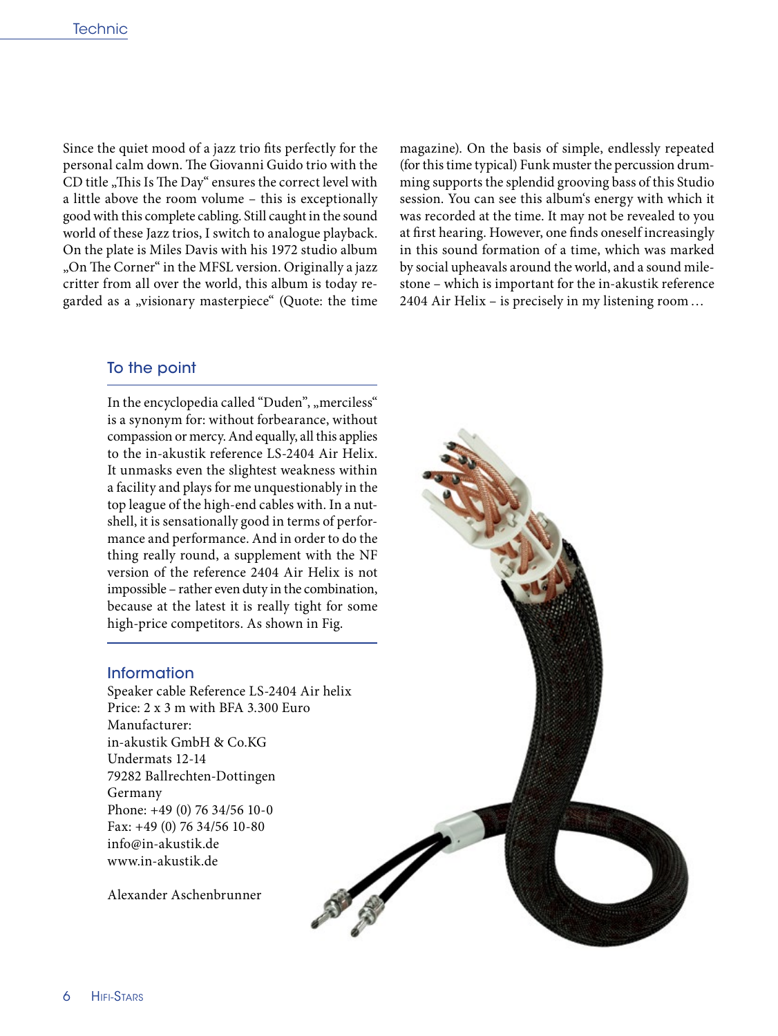Since the quiet mood of a jazz trio fits perfectly for the personal calm down. The Giovanni Guido trio with the CD title „This Is The Day" ensures the correct level with a little above the room volume – this is exceptionally good with this complete cabling. Still caught in the sound world of these Jazz trios, I switch to analogue playback. On the plate is Miles Davis with his 1972 studio album „On The Corner" in the MFSL version. Originally a jazz critter from all over the world, this album is today regarded as a „visionary masterpiece" (Quote: the time magazine). On the basis of simple, endlessly repeated (for this time typical) Funk muster the percussion drumming supports the splendid grooving bass of this Studio session. You can see this album's energy with which it was recorded at the time. It may not be revealed to you at first hearing. However, one finds oneself increasingly in this sound formation of a time, which was marked by social upheavals around the world, and a sound milestone – which is important for the in-akustik reference 2404 Air Helix – is precisely in my listening room …

## To the point

In the encyclopedia called "Duden", „merciless" is a synonym for: without forbearance, without compassion or mercy. And equally, all this applies to the in-akustik reference LS-2404 Air Helix. It unmasks even the slightest weakness within a facility and plays for me unquestionably in the top league of the high-end cables with. In a nutshell, it is sensationally good in terms of performance and performance. And in order to do the thing really round, a supplement with the NF version of the reference 2404 Air Helix is not impossible – rather even duty in the combination, because at the latest it is really tight for some high-price competitors. As shown in Fig.

## Information

Speaker cable Reference LS-2404 Air helix
Price: 2 x 3 m with BFA 3.300 Euro
Manufacturer:
in-akustik GmbH & Co.KG
Undermats 12-14
79282 Ballrechten-Dottingen
Germany
Phone: +49 (0) 76 34/56 10-0
Fax: +49 (0) 76 34/56 10-80
info@in-akustik.de
www.in-akustik.de

Alexander Aschenbrunner